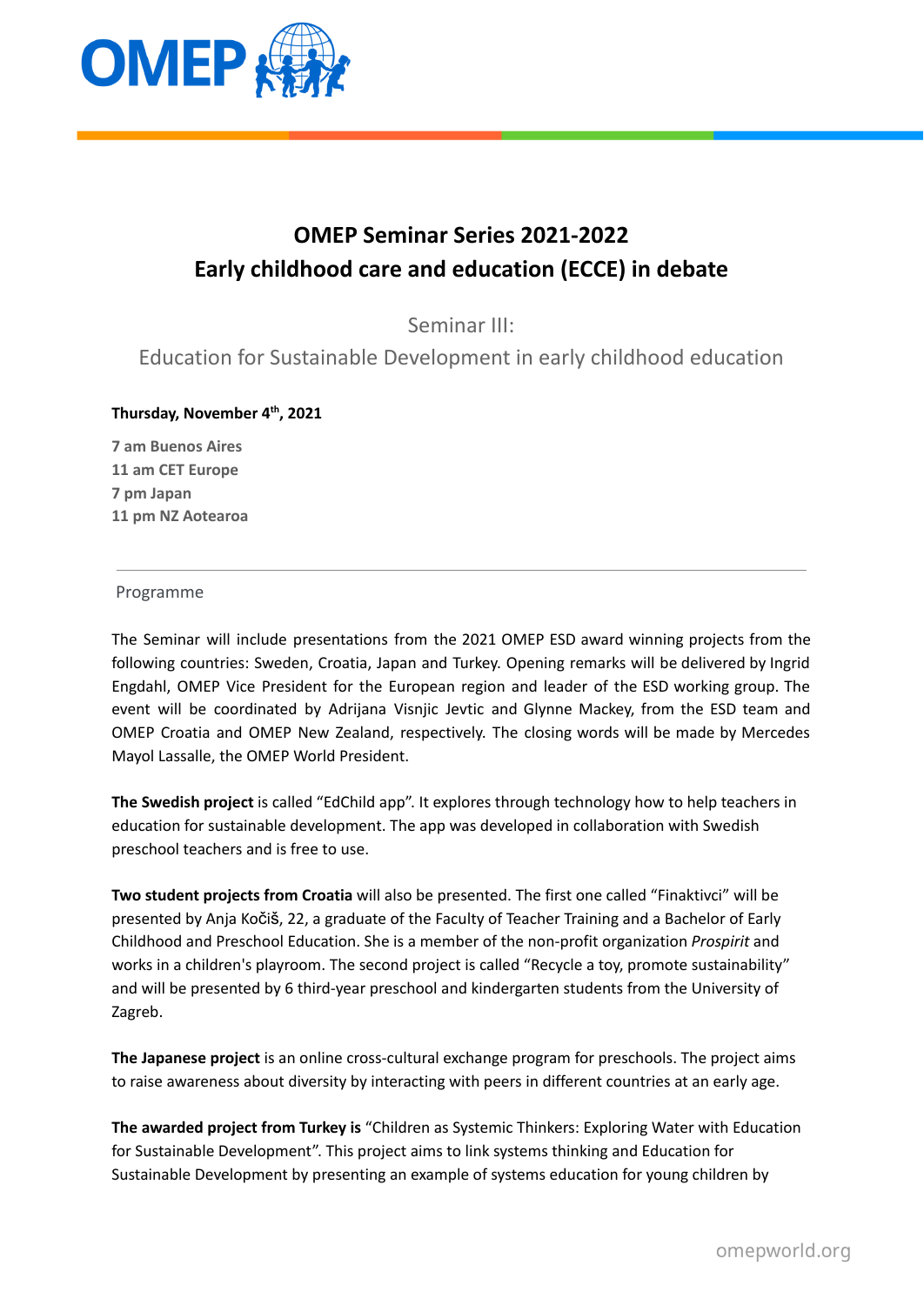# OMEP Seminar Series 2021-2022
# Early childhood care and education (ECCE) in debate

## Seminar III:
## Education for Sustainable Development in early childhood education

**Thursday, November 4th, 2021**

**7 am Buenos Aires**
**11 am CET Europe**
**7 pm Japan**
**11 pm NZ Aotearoa**

---

Programme

The Seminar will include presentations from the 2021 OMEP ESD award winning projects from the following countries: Sweden, Croatia, Japan and Turkey. Opening remarks will be delivered by Ingrid Engdahl, OMEP Vice President for the European region and leader of the ESD working group. The event will be coordinated by Adrijana Visnjic Jevtic and Glynne Mackey, from the ESD team and OMEP Croatia and OMEP New Zealand, respectively. The closing words will be made by Mercedes Mayol Lassalle, the OMEP World President.

**The Swedish project** is called “EdChild app”. It explores through technology how to help teachers in education for sustainable development. The app was developed in collaboration with Swedish preschool teachers and is free to use.

**Two student projects from Croatia** will also be presented. The first one called “Finaktivci” will be presented by Anja Kočiš, 22, a graduate of the Faculty of Teacher Training and a Bachelor of Early Childhood and Preschool Education. She is a member of the non-profit organization *Prospirit* and works in a children's playroom. The second project is called “Recycle a toy, promote sustainability” and will be presented by 6 third-year preschool and kindergarten students from the University of Zagreb.

**The Japanese project** is an online cross-cultural exchange program for preschools. The project aims to raise awareness about diversity by interacting with peers in different countries at an early age.

**The awarded project from Turkey is** “Children as Systemic Thinkers: Exploring Water with Education for Sustainable Development”. This project aims to link systems thinking and Education for Sustainable Development by presenting an example of systems education for young children by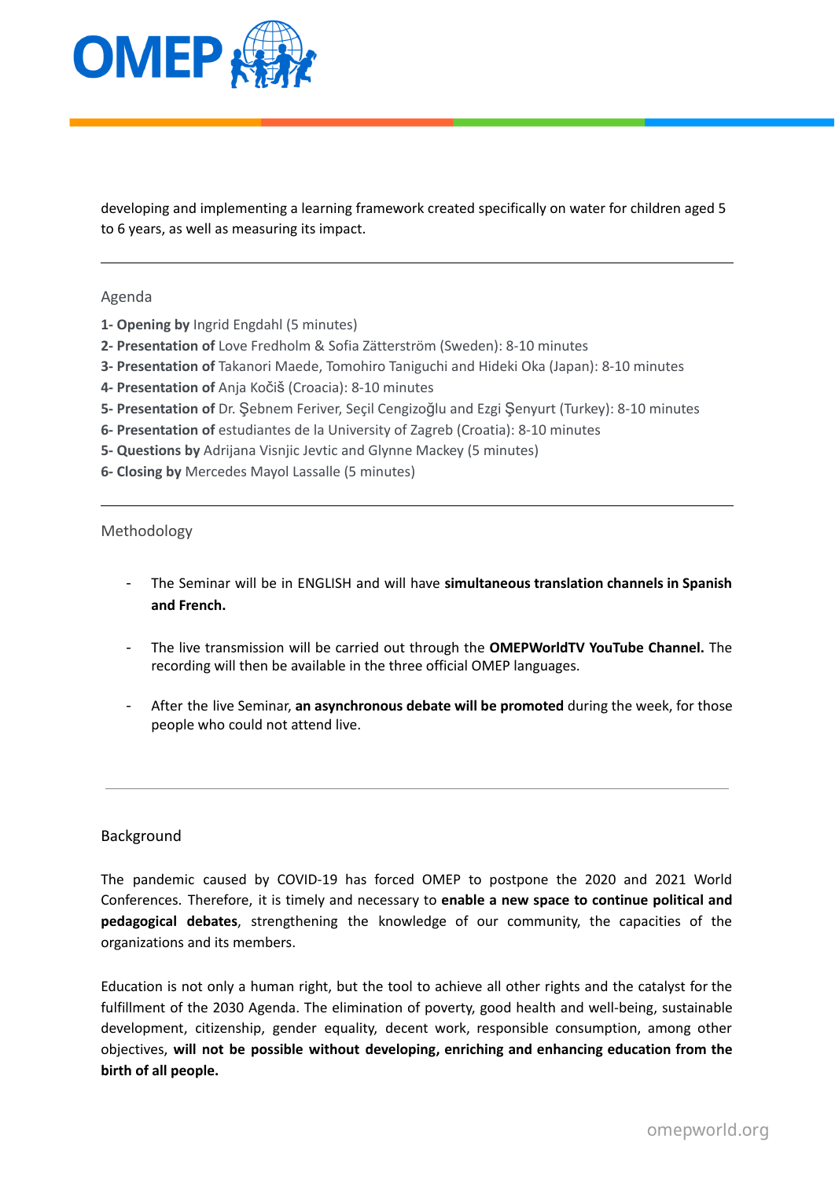developing and implementing a learning framework created specifically on water for children aged 5 to 6 years, as well as measuring its impact.

---

## Agenda

**1- Opening by** Ingrid Engdahl (5 minutes)
**2- Presentation of** Love Fredholm & Sofia Zätterström (Sweden): 8-10 minutes
**3- Presentation of** Takanori Maede, Tomohiro Taniguchi and Hideki Oka (Japan): 8-10 minutes
**4- Presentation of** Anja Kočiš (Croacia): 8-10 minutes
**5- Presentation of** Dr. Şebnem Feriver, Seçil Cengizoğlu and Ezgi Şenyurt (Turkey): 8-10 minutes
**6- Presentation of** estudiantes de la University of Zagreb (Croatia): 8-10 minutes
**5- Questions by** Adrijana Visnjic Jevtic and Glynne Mackey (5 minutes)
**6- Closing by** Mercedes Mayol Lassalle (5 minutes)

---

## Methodology

- The Seminar will be in ENGLISH and will have **simultaneous translation channels in Spanish and French.**

- The live transmission will be carried out through the **OMEPWorldTV YouTube Channel.** The recording will then be available in the three official OMEP languages.

- After the live Seminar, **an asynchronous debate will be promoted** during the week, for those people who could not attend live.

---

## Background

The pandemic caused by COVID-19 has forced OMEP to postpone the 2020 and 2021 World Conferences. Therefore, it is timely and necessary to **enable a new space to continue political and pedagogical debates**, strengthening the knowledge of our community, the capacities of the organizations and its members.

Education is not only a human right, but the tool to achieve all other rights and the catalyst for the fulfillment of the 2030 Agenda. The elimination of poverty, good health and well-being, sustainable development, citizenship, gender equality, decent work, responsible consumption, among other objectives, **will not be possible without developing, enriching and enhancing education from the birth of all people.**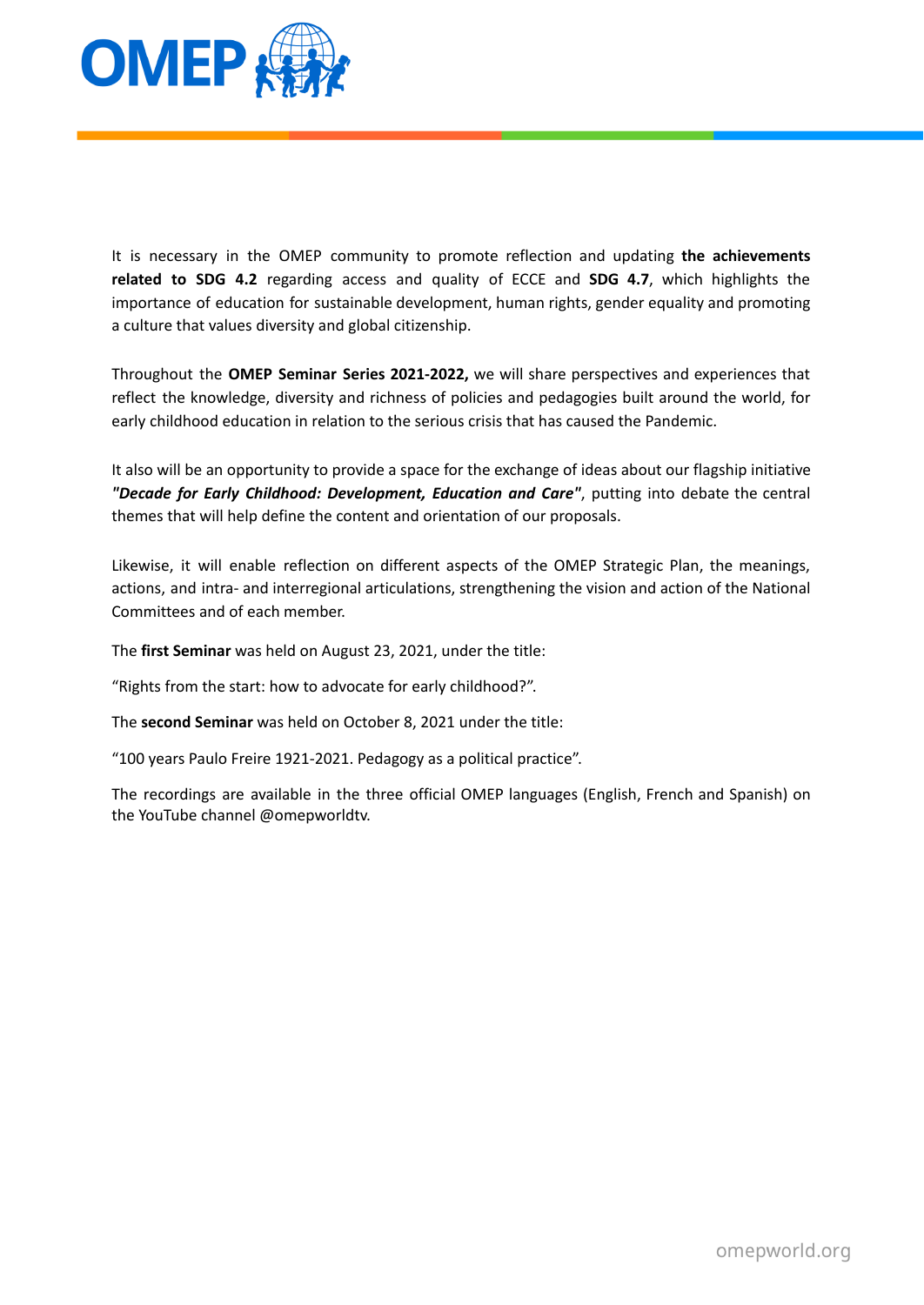It is necessary in the OMEP community to promote reflection and updating **the achievements related to SDG 4.2** regarding access and quality of ECCE and **SDG 4.7**, which highlights the importance of education for sustainable development, human rights, gender equality and promoting a culture that values diversity and global citizenship.

Throughout the **OMEP Seminar Series 2021-2022,** we will share perspectives and experiences that reflect the knowledge, diversity and richness of policies and pedagogies built around the world, for early childhood education in relation to the serious crisis that has caused the Pandemic.

It also will be an opportunity to provide a space for the exchange of ideas about our flagship initiative ***"Decade for Early Childhood: Development, Education and Care"***, putting into debate the central themes that will help define the content and orientation of our proposals.

Likewise, it will enable reflection on different aspects of the OMEP Strategic Plan, the meanings, actions, and intra- and interregional articulations, strengthening the vision and action of the National Committees and of each member.

The **first Seminar** was held on August 23, 2021, under the title:

“Rights from the start: how to advocate for early childhood?”.

The **second Seminar** was held on October 8, 2021 under the title:

“100 years Paulo Freire 1921-2021. Pedagogy as a political practice”.

The recordings are available in the three official OMEP languages (English, French and Spanish) on the YouTube channel @omepworldtv.